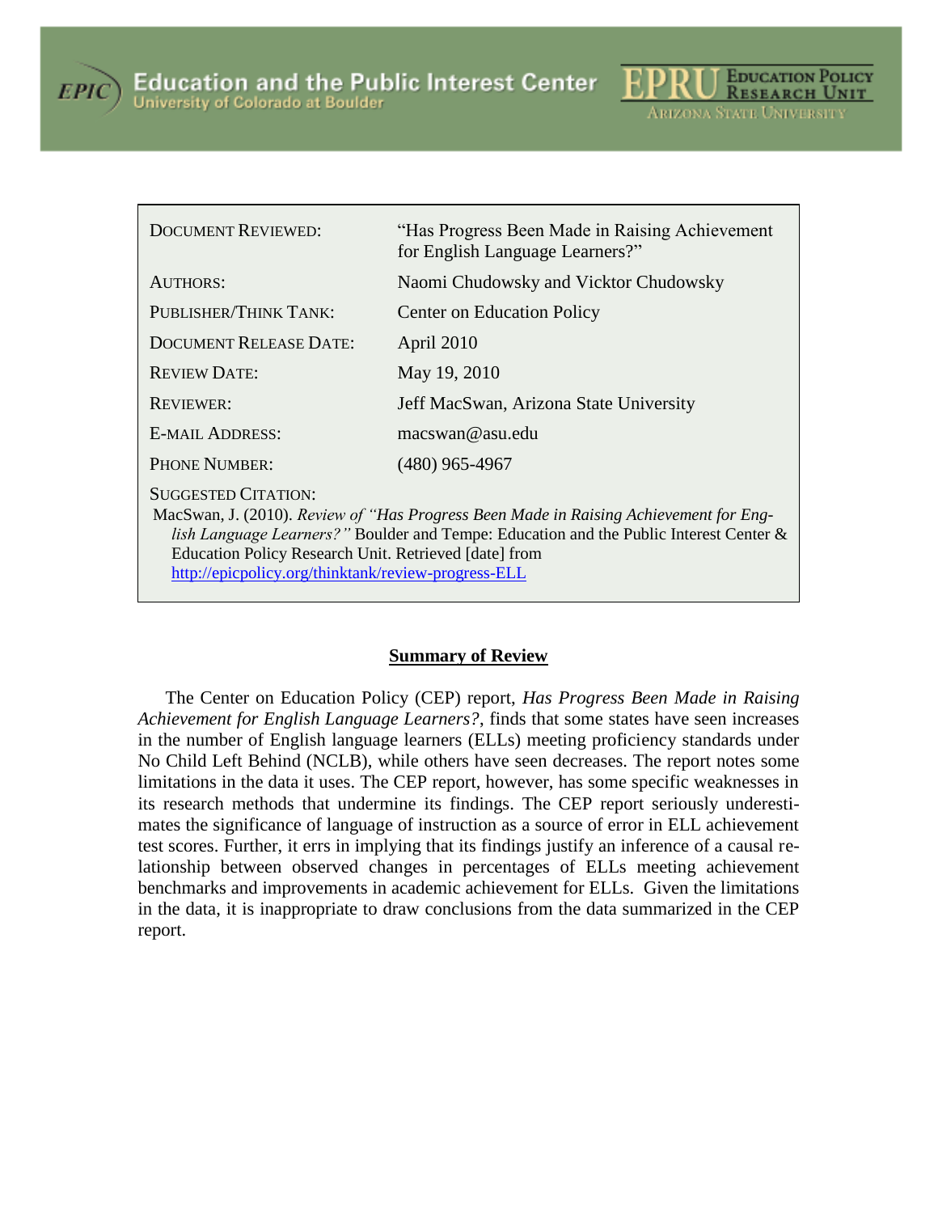Education and the Public Interest Center
University of Colorado at Boulder

EPRU Education Policy Research Unit
Arizona State University

| | |
|---|---|
| DOCUMENT REVIEWED: | "Has Progress Been Made in Raising Achievement for English Language Learners?" |
| AUTHORS: | Naomi Chudowsky and Vicktor Chudowsky |
| PUBLISHER/THINK TANK: | Center on Education Policy |
| DOCUMENT RELEASE DATE: | April 2010 |
| REVIEW DATE: | May 19, 2010 |
| REVIEWER: | Jeff MacSwan, Arizona State University |
| E-MAIL ADDRESS: | macswan@asu.edu |
| PHONE NUMBER: | (480) 965-4967 |

SUGGESTED CITATION:

MacSwan, J. (2010). *Review of "Has Progress Been Made in Raising Achievement for English Language Learners?"* Boulder and Tempe: Education and the Public Interest Center & Education Policy Research Unit. Retrieved [date] from http://epicpolicy.org/thinktank/review-progress-ELL

## Summary of Review

The Center on Education Policy (CEP) report, *Has Progress Been Made in Raising Achievement for English Language Learners?*, finds that some states have seen increases in the number of English language learners (ELLs) meeting proficiency standards under No Child Left Behind (NCLB), while others have seen decreases. The report notes some limitations in the data it uses. The CEP report, however, has some specific weaknesses in its research methods that undermine its findings. The CEP report seriously underestimates the significance of language of instruction as a source of error in ELL achievement test scores. Further, it errs in implying that its findings justify an inference of a causal relationship between observed changes in percentages of ELLs meeting achievement benchmarks and improvements in academic achievement for ELLs. Given the limitations in the data, it is inappropriate to draw conclusions from the data summarized in the CEP report.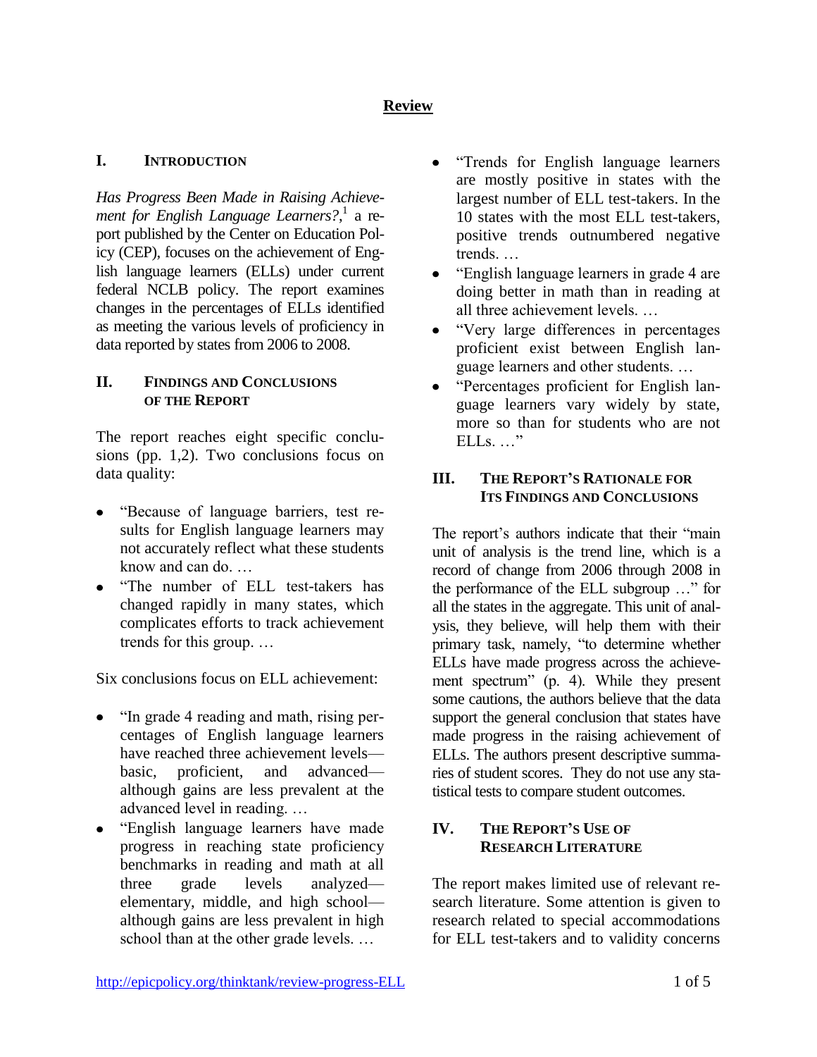# Review

## I. Introduction

*Has Progress Been Made in Raising Achievement for English Language Learners?*,[1] a report published by the Center on Education Policy (CEP), focuses on the achievement of English language learners (ELLs) under current federal NCLB policy. The report examines changes in the percentages of ELLs identified as meeting the various levels of proficiency in data reported by states from 2006 to 2008.

## II. Findings and Conclusions of the Report

The report reaches eight specific conclusions (pp. 1,2). Two conclusions focus on data quality:

- "Because of language barriers, test results for English language learners may not accurately reflect what these students know and can do. …
- "The number of ELL test-takers has changed rapidly in many states, which complicates efforts to track achievement trends for this group. …

Six conclusions focus on ELL achievement:

- "In grade 4 reading and math, rising percentages of English language learners have reached three achievement levels—basic, proficient, and advanced—although gains are less prevalent at the advanced level in reading. …
- "English language learners have made progress in reaching state proficiency benchmarks in reading and math at all three grade levels analyzed—elementary, middle, and high school—although gains are less prevalent in high school than at the other grade levels. …
- "Trends for English language learners are mostly positive in states with the largest number of ELL test-takers. In the 10 states with the most ELL test-takers, positive trends outnumbered negative trends. …
- "English language learners in grade 4 are doing better in math than in reading at all three achievement levels. …
- "Very large differences in percentages proficient exist between English language learners and other students. …
- "Percentages proficient for English language learners vary widely by state, more so than for students who are not ELLs. …"

## III. The Report's Rationale for Its Findings and Conclusions

The report's authors indicate that their "main unit of analysis is the trend line, which is a record of change from 2006 through 2008 in the performance of the ELL subgroup …" for all the states in the aggregate. This unit of analysis, they believe, will help them with their primary task, namely, "to determine whether ELLs have made progress across the achievement spectrum" (p. 4). While they present some cautions, the authors believe that the data support the general conclusion that states have made progress in the raising achievement of ELLs. The authors present descriptive summaries of student scores. They do not use any statistical tests to compare student outcomes.

## IV. The Report's Use of Research Literature

The report makes limited use of relevant research literature. Some attention is given to research related to special accommodations for ELL test-takers and to validity concerns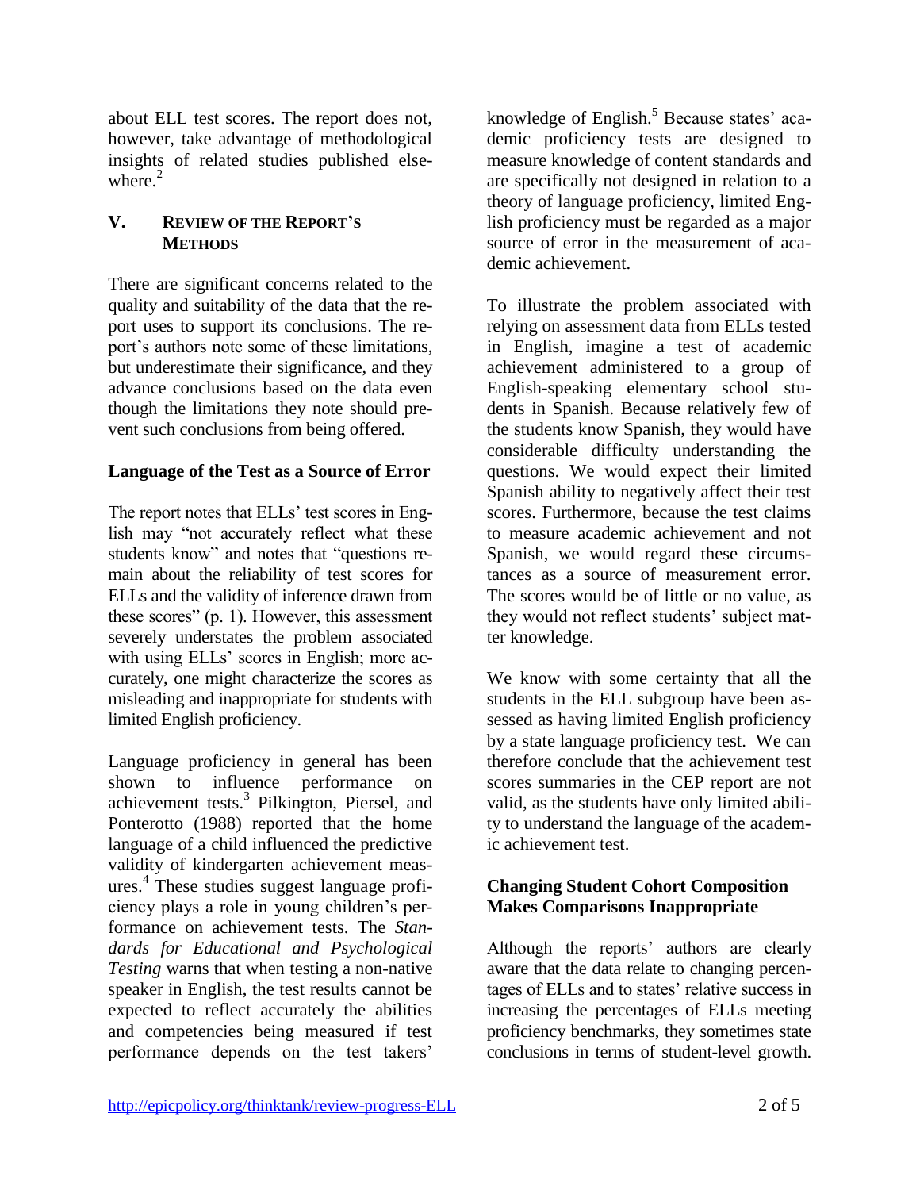about ELL test scores. The report does not, however, take advantage of methodological insights of related studies published elsewhere.[2]

## V. Review of the Report's Methods

There are significant concerns related to the quality and suitability of the data that the report uses to support its conclusions. The report's authors note some of these limitations, but underestimate their significance, and they advance conclusions based on the data even though the limitations they note should prevent such conclusions from being offered.

### Language of the Test as a Source of Error

The report notes that ELLs' test scores in English may "not accurately reflect what these students know" and notes that "questions remain about the reliability of test scores for ELLs and the validity of inference drawn from these scores" (p. 1). However, this assessment severely understates the problem associated with using ELLs' scores in English; more accurately, one might characterize the scores as misleading and inappropriate for students with limited English proficiency.

Language proficiency in general has been shown to influence performance on achievement tests.[3] Pilkington, Piersel, and Ponterotto (1988) reported that the home language of a child influenced the predictive validity of kindergarten achievement measures.[4] These studies suggest language proficiency plays a role in young children's performance on achievement tests. The *Standards for Educational and Psychological Testing* warns that when testing a non-native speaker in English, the test results cannot be expected to reflect accurately the abilities and competencies being measured if test performance depends on the test takers' knowledge of English.[5] Because states' academic proficiency tests are designed to measure knowledge of content standards and are specifically not designed in relation to a theory of language proficiency, limited English proficiency must be regarded as a major source of error in the measurement of academic achievement.

To illustrate the problem associated with relying on assessment data from ELLs tested in English, imagine a test of academic achievement administered to a group of English-speaking elementary school students in Spanish. Because relatively few of the students know Spanish, they would have considerable difficulty understanding the questions. We would expect their limited Spanish ability to negatively affect their test scores. Furthermore, because the test claims to measure academic achievement and not Spanish, we would regard these circumstances as a source of measurement error. The scores would be of little or no value, as they would not reflect students' subject matter knowledge.

We know with some certainty that all the students in the ELL subgroup have been assessed as having limited English proficiency by a state language proficiency test. We can therefore conclude that the achievement test scores summaries in the CEP report are not valid, as the students have only limited ability to understand the language of the academic achievement test.

### Changing Student Cohort Composition Makes Comparisons Inappropriate

Although the reports' authors are clearly aware that the data relate to changing percentages of ELLs and to states' relative success in increasing the percentages of ELLs meeting proficiency benchmarks, they sometimes state conclusions in terms of student-level growth.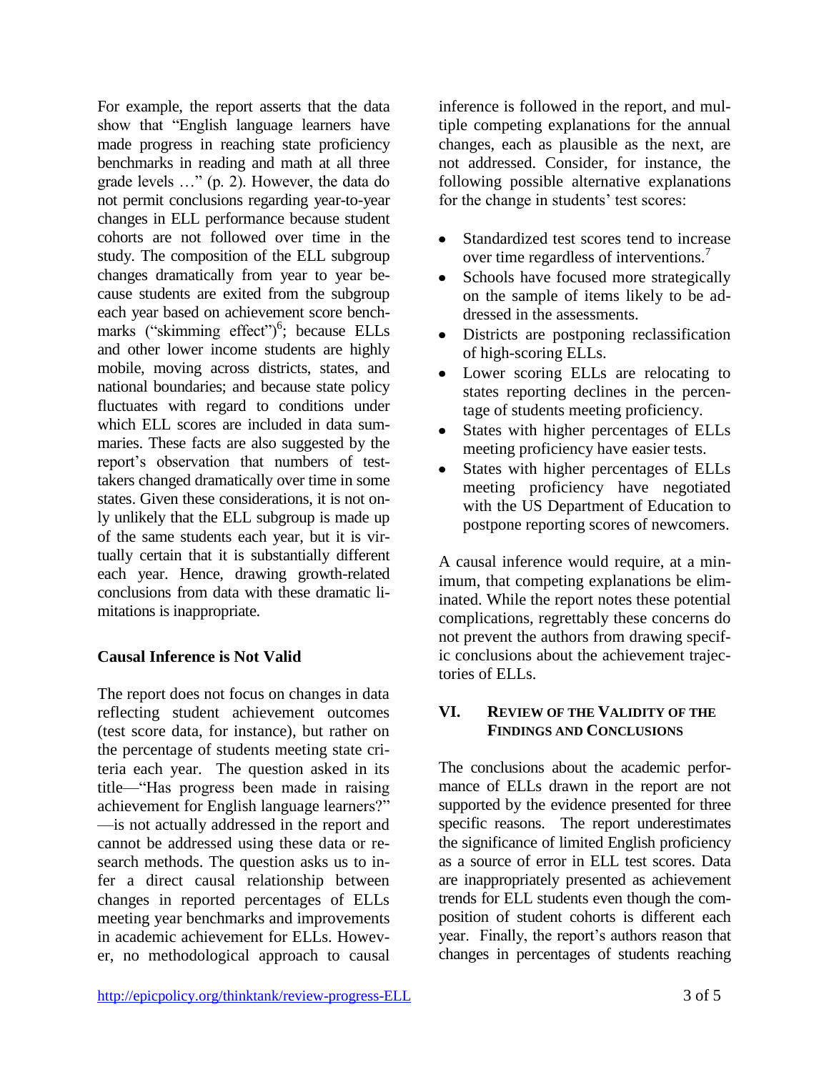For example, the report asserts that the data show that "English language learners have made progress in reaching state proficiency benchmarks in reading and math at all three grade levels …" (p. 2). However, the data do not permit conclusions regarding year-to-year changes in ELL performance because student cohorts are not followed over time in the study. The composition of the ELL subgroup changes dramatically from year to year because students are exited from the subgroup each year based on achievement score benchmarks ("skimming effect")[6]; because ELLs and other lower income students are highly mobile, moving across districts, states, and national boundaries; and because state policy fluctuates with regard to conditions under which ELL scores are included in data summaries. These facts are also suggested by the report's observation that numbers of test-takers changed dramatically over time in some states. Given these considerations, it is not only unlikely that the ELL subgroup is made up of the same students each year, but it is virtually certain that it is substantially different each year. Hence, drawing growth-related conclusions from data with these dramatic limitations is inappropriate.

### Causal Inference is Not Valid

The report does not focus on changes in data reflecting student achievement outcomes (test score data, for instance), but rather on the percentage of students meeting state criteria each year. The question asked in its title—"Has progress been made in raising achievement for English language learners?"—is not actually addressed in the report and cannot be addressed using these data or research methods. The question asks us to infer a direct causal relationship between changes in reported percentages of ELLs meeting year benchmarks and improvements in academic achievement for ELLs. However, no methodological approach to causal inference is followed in the report, and multiple competing explanations for the annual changes, each as plausible as the next, are not addressed. Consider, for instance, the following possible alternative explanations for the change in students' test scores:

- Standardized test scores tend to increase over time regardless of interventions.[7]
- Schools have focused more strategically on the sample of items likely to be addressed in the assessments.
- Districts are postponing reclassification of high-scoring ELLs.
- Lower scoring ELLs are relocating to states reporting declines in the percentage of students meeting proficiency.
- States with higher percentages of ELLs meeting proficiency have easier tests.
- States with higher percentages of ELLs meeting proficiency have negotiated with the US Department of Education to postpone reporting scores of newcomers.

A causal inference would require, at a minimum, that competing explanations be eliminated. While the report notes these potential complications, regrettably these concerns do not prevent the authors from drawing specific conclusions about the achievement trajectories of ELLs.

## VI. Review of the Validity of the Findings and Conclusions

The conclusions about the academic performance of ELLs drawn in the report are not supported by the evidence presented for three specific reasons. The report underestimates the significance of limited English proficiency as a source of error in ELL test scores. Data are inappropriately presented as achievement trends for ELL students even though the composition of student cohorts is different each year. Finally, the report's authors reason that changes in percentages of students reaching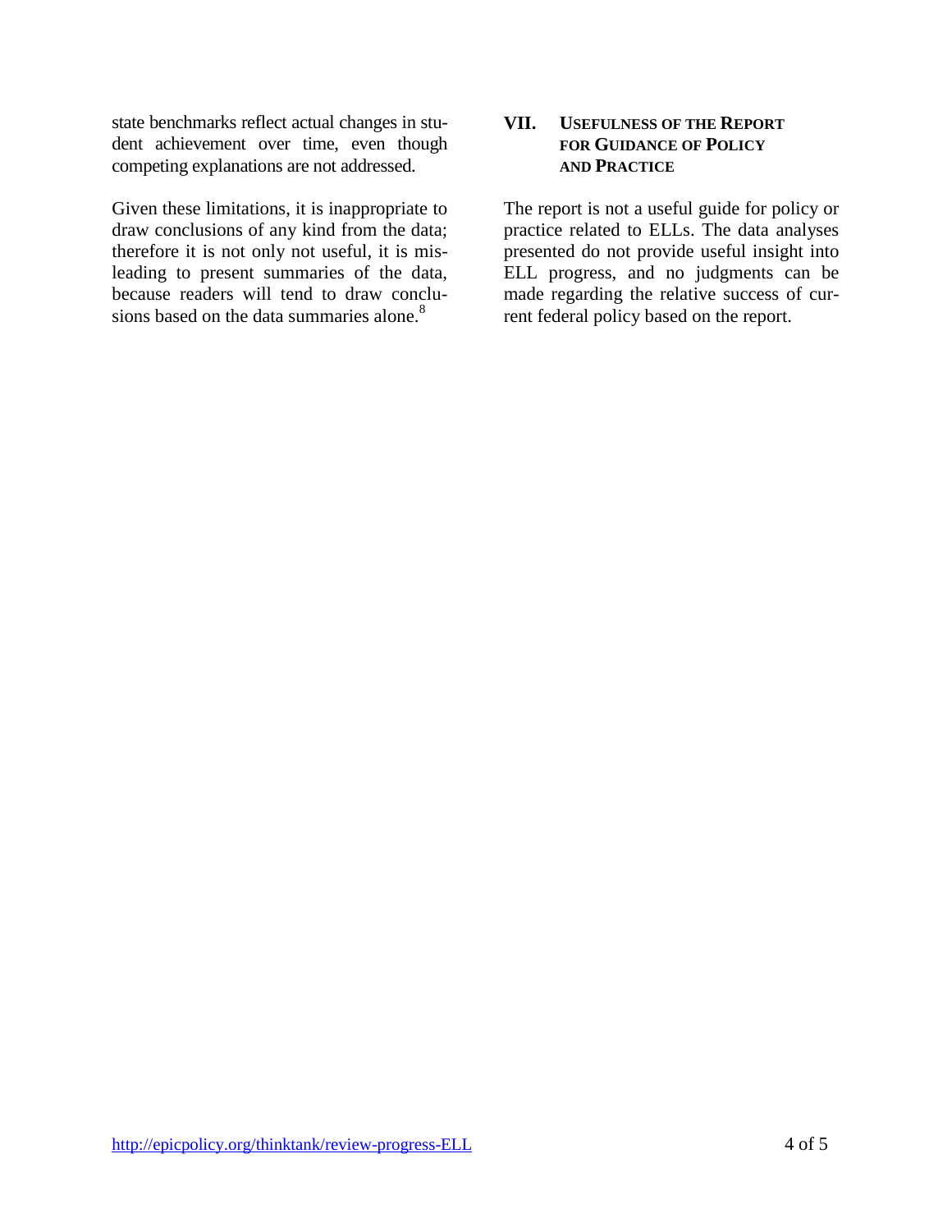state benchmarks reflect actual changes in student achievement over time, even though competing explanations are not addressed.

Given these limitations, it is inappropriate to draw conclusions of any kind from the data; therefore it is not only not useful, it is misleading to present summaries of the data, because readers will tend to draw conclusions based on the data summaries alone.[8]

## VII. Usefulness of the Report for Guidance of Policy and Practice

The report is not a useful guide for policy or practice related to ELLs. The data analyses presented do not provide useful insight into ELL progress, and no judgments can be made regarding the relative success of current federal policy based on the report.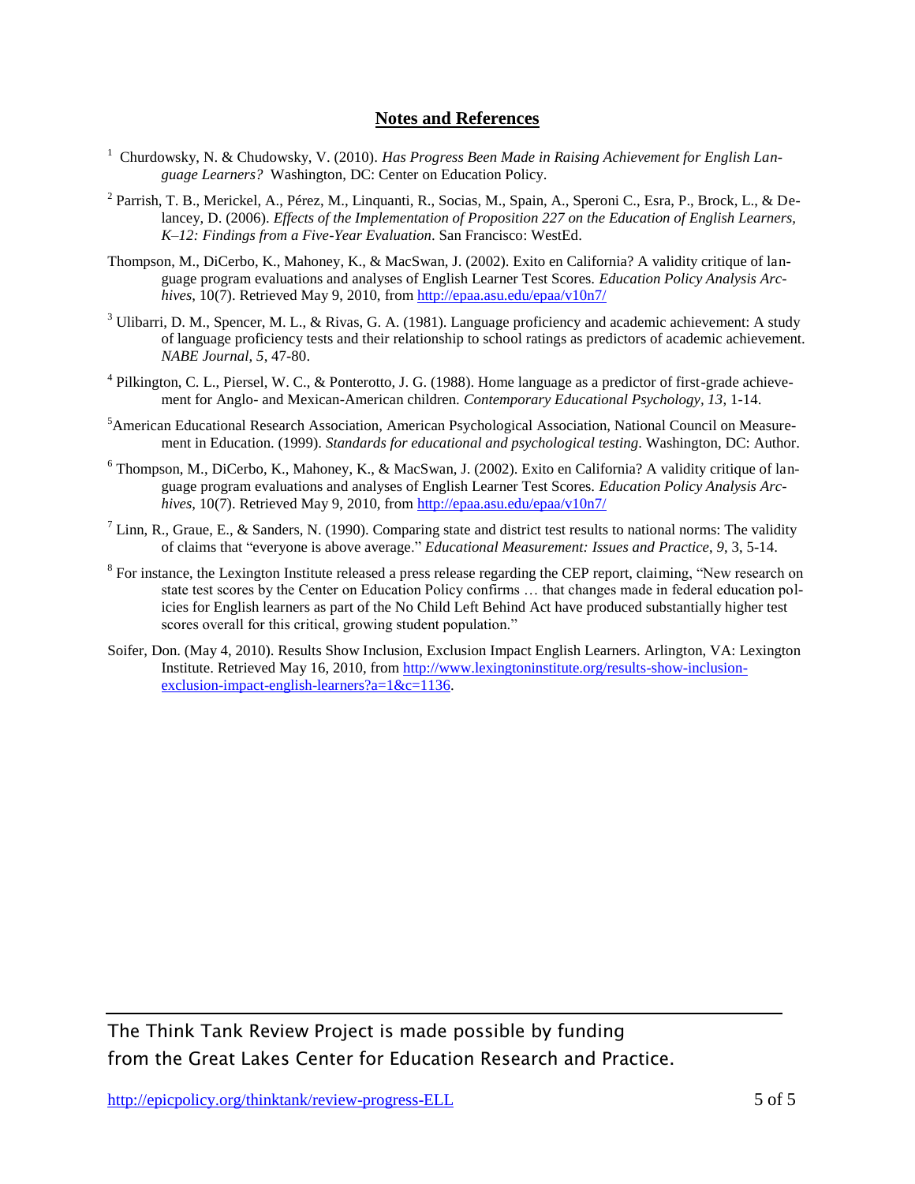## Notes and References

[1] Churdowsky, N. & Chudowsky, V. (2010). *Has Progress Been Made in Raising Achievement for English Language Learners?* Washington, DC: Center on Education Policy.

[2] Parrish, T. B., Merickel, A., Pérez, M., Linquanti, R., Socias, M., Spain, A., Speroni C., Esra, P., Brock, L., & Delancey, D. (2006). *Effects of the Implementation of Proposition 227 on the Education of English Learners, K–12: Findings from a Five-Year Evaluation*. San Francisco: WestEd.

Thompson, M., DiCerbo, K., Mahoney, K., & MacSwan, J. (2002). Exito en California? A validity critique of language program evaluations and analyses of English Learner Test Scores. *Education Policy Analysis Archives*, 10(7). Retrieved May 9, 2010, from http://epaa.asu.edu/epaa/v10n7/

[3] Ulibarri, D. M., Spencer, M. L., & Rivas, G. A. (1981). Language proficiency and academic achievement: A study of language proficiency tests and their relationship to school ratings as predictors of academic achievement. *NABE Journal, 5*, 47-80.

[4] Pilkington, C. L., Piersel, W. C., & Ponterotto, J. G. (1988). Home language as a predictor of first-grade achievement for Anglo- and Mexican-American children. *Contemporary Educational Psychology, 13*, 1-14.

[5] American Educational Research Association, American Psychological Association, National Council on Measurement in Education. (1999). *Standards for educational and psychological testing*. Washington, DC: Author.

[6] Thompson, M., DiCerbo, K., Mahoney, K., & MacSwan, J. (2002). Exito en California? A validity critique of language program evaluations and analyses of English Learner Test Scores. *Education Policy Analysis Archives*, 10(7). Retrieved May 9, 2010, from http://epaa.asu.edu/epaa/v10n7/

[7] Linn, R., Graue, E., & Sanders, N. (1990). Comparing state and district test results to national norms: The validity of claims that "everyone is above average." *Educational Measurement: Issues and Practice*, *9*, 3, 5-14.

[8] For instance, the Lexington Institute released a press release regarding the CEP report, claiming, "New research on state test scores by the Center on Education Policy confirms … that changes made in federal education policies for English learners as part of the No Child Left Behind Act have produced substantially higher test scores overall for this critical, growing student population."

Soifer, Don. (May 4, 2010). Results Show Inclusion, Exclusion Impact English Learners. Arlington, VA: Lexington Institute. Retrieved May 16, 2010, from http://www.lexingtoninstitute.org/results-show-inclusion-exclusion-impact-english-learners?a=1&c=1136.

The Think Tank Review Project is made possible by funding from the Great Lakes Center for Education Research and Practice.